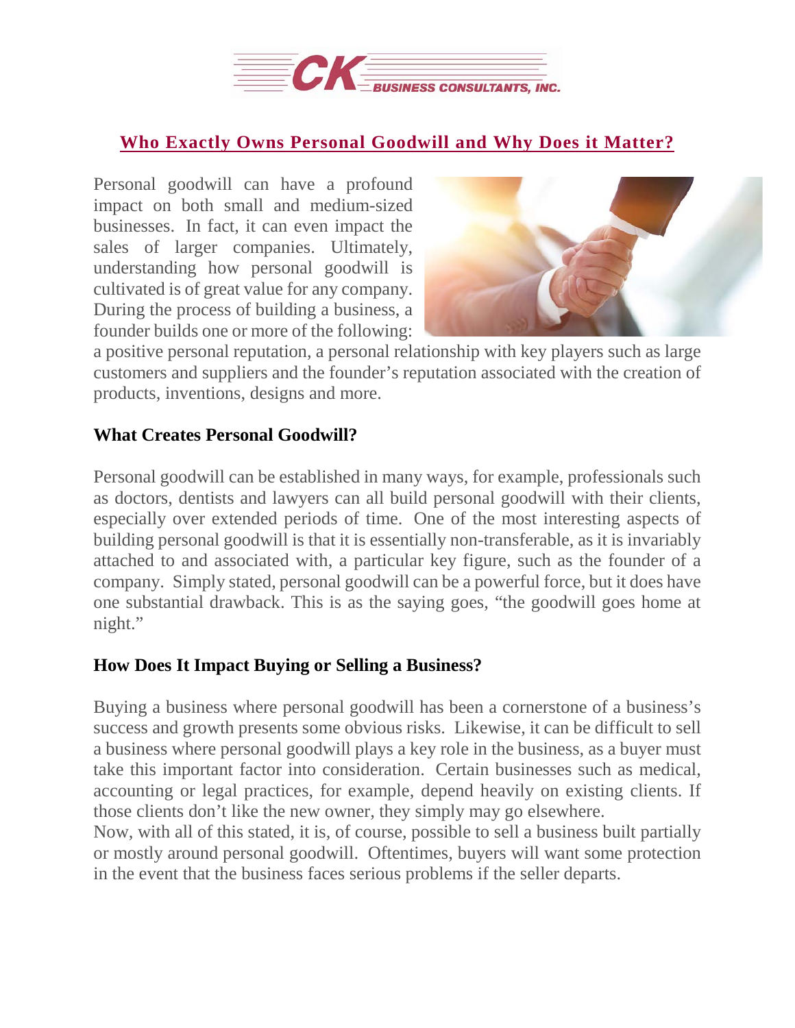# Who Exactly Owns Personal Goodwill and Why Does it Matter?

Personal goodwill can have a profound impact on both small and medium-sized businesses. In fact, it can even impact the sales of larger companies. Ultimately, understanding how personal goodwill is cultivated is of great value for any company. During the process of building a business, a founder builds one or more of the following: a positive personal reputation, a personal relationship with key players such as large customers and suppliers and the founder's reputation associated with the creation of products, inventions, designs and more.

## What Creates Personal Goodwill?

Personal goodwill can be established in many ways, for example, professionals such as doctors, dentists and lawyers can all build personal goodwill with their clients, especially over extended periods of time. One of the most interesting aspects of building personal goodwill is that it is essentially non-transferable, as it is invariably attached to and associated with, a particular key figure, such as the founder of a company. Simply stated, personal goodwill can be a powerful force, but it does have one substantial drawback. This is as the saying goes, "the goodwill goes home at night."

## How Does It Impact Buying or Selling a Business?

Buying a business where personal goodwill has been a cornerstone of a business's success and growth presents some obvious risks. Likewise, it can be difficult to sell a business where personal goodwill plays a key role in the business, as a buyer must take this important factor into consideration. Certain businesses such as medical, accounting or legal practices, for example, depend heavily on existing clients. If those clients don't like the new owner, they simply may go elsewhere.

Now, with all of this stated, it is, of course, possible to sell a business built partially or mostly around personal goodwill. Oftentimes, buyers will want some protection in the event that the business faces serious problems if the seller departs.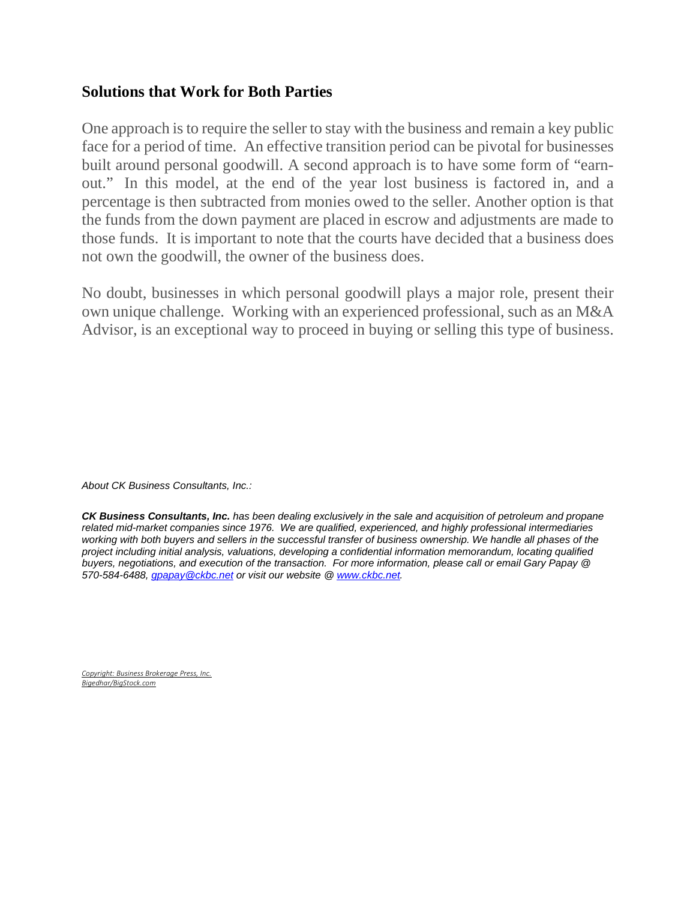## Solutions that Work for Both Parties

One approach is to require the seller to stay with the business and remain a key public face for a period of time. An effective transition period can be pivotal for businesses built around personal goodwill. A second approach is to have some form of "earn-out." In this model, at the end of the year lost business is factored in, and a percentage is then subtracted from monies owed to the seller. Another option is that the funds from the down payment are placed in escrow and adjustments are made to those funds. It is important to note the courts have decided that a business does not own the goodwill, the owner of the business does.

No doubt, businesses in which personal goodwill plays a major role, present their own unique challenge. Working with an experienced professional, such as an M&A Advisor, is an exceptional way to proceed in buying or selling this type of business.

*About CK Business Consultants, Inc.:*

***CK Business Consultants, Inc.*** *has been dealing exclusively in the sale and acquisition of petroleum and propane related mid-market companies since 1976. We are qualified, experienced, and highly professional intermediaries working with both buyers and sellers in the successful transfer of business ownership. We handle all phases of the project including initial analysis, valuations, developing a confidential information memorandum, locating qualified buyers, negotiations, and execution of the transaction. For more information, please call or email Gary Papay @ 570-584-6488, gpapay@ckbc.net or visit our website @ www.ckbc.net.*

*Copyright: Business Brokerage Press, Inc.*
*Bigedhar/BigStock.com*